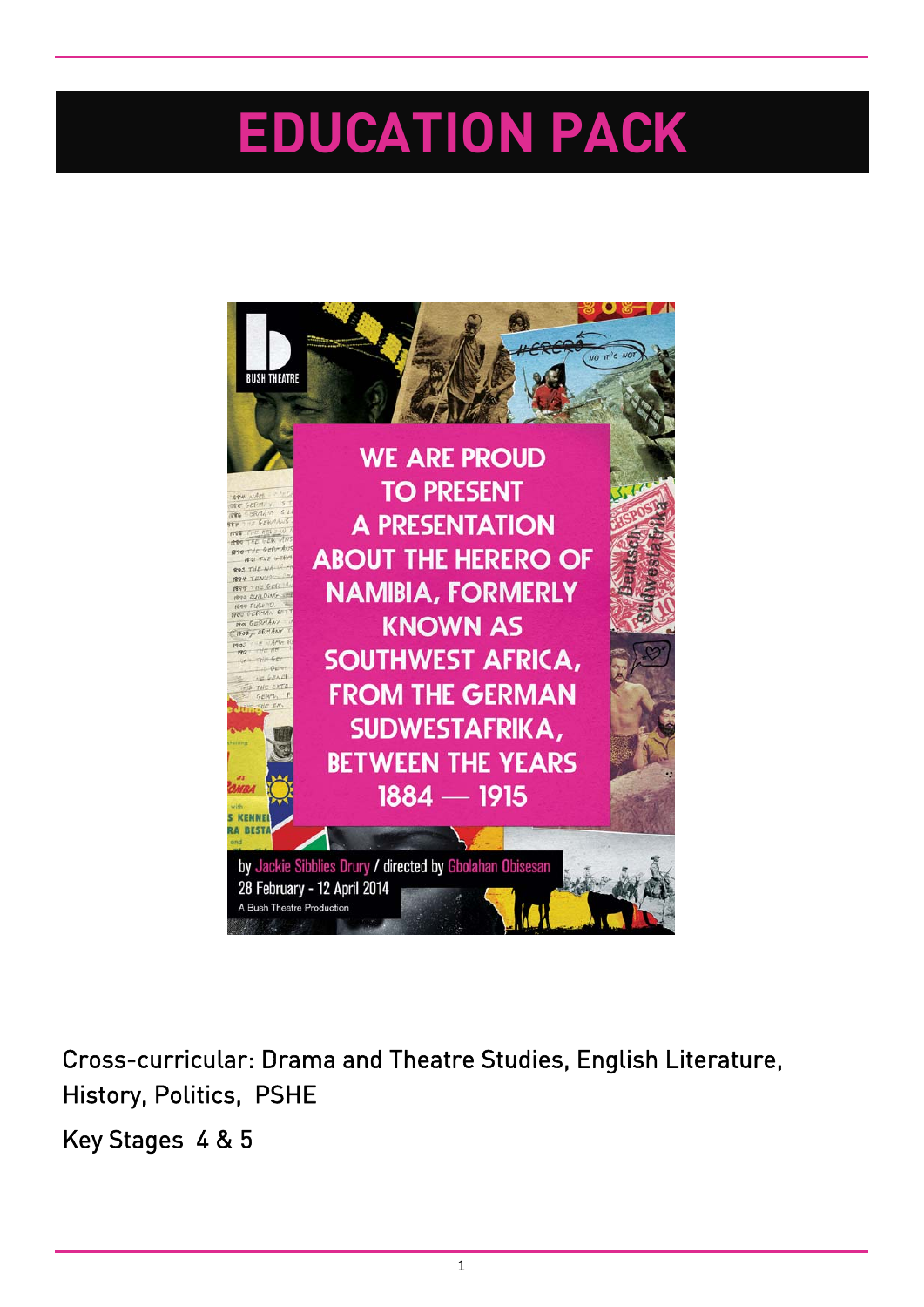# EDUCATION PACK

BUSH THEATRE

WE ARE PROUD TO PRESENT A PRESENTATION ABOUT THE HERERO OF NAMIBIA, FORMERLY KNOWN AS SOUTHWEST AFRICA, FROM THE GERMAN SUDWESTAFRIKA, BETWEEN THE YEARS 1884 — 1915

by Jackie Sibblies Drury / directed by Gbolahan Obisesan
28 February - 12 April 2014
A Bush Theatre Production

Cross-curricular: Drama and Theatre Studies, English Literature, History, Politics, PSHE

Key Stages 4 & 5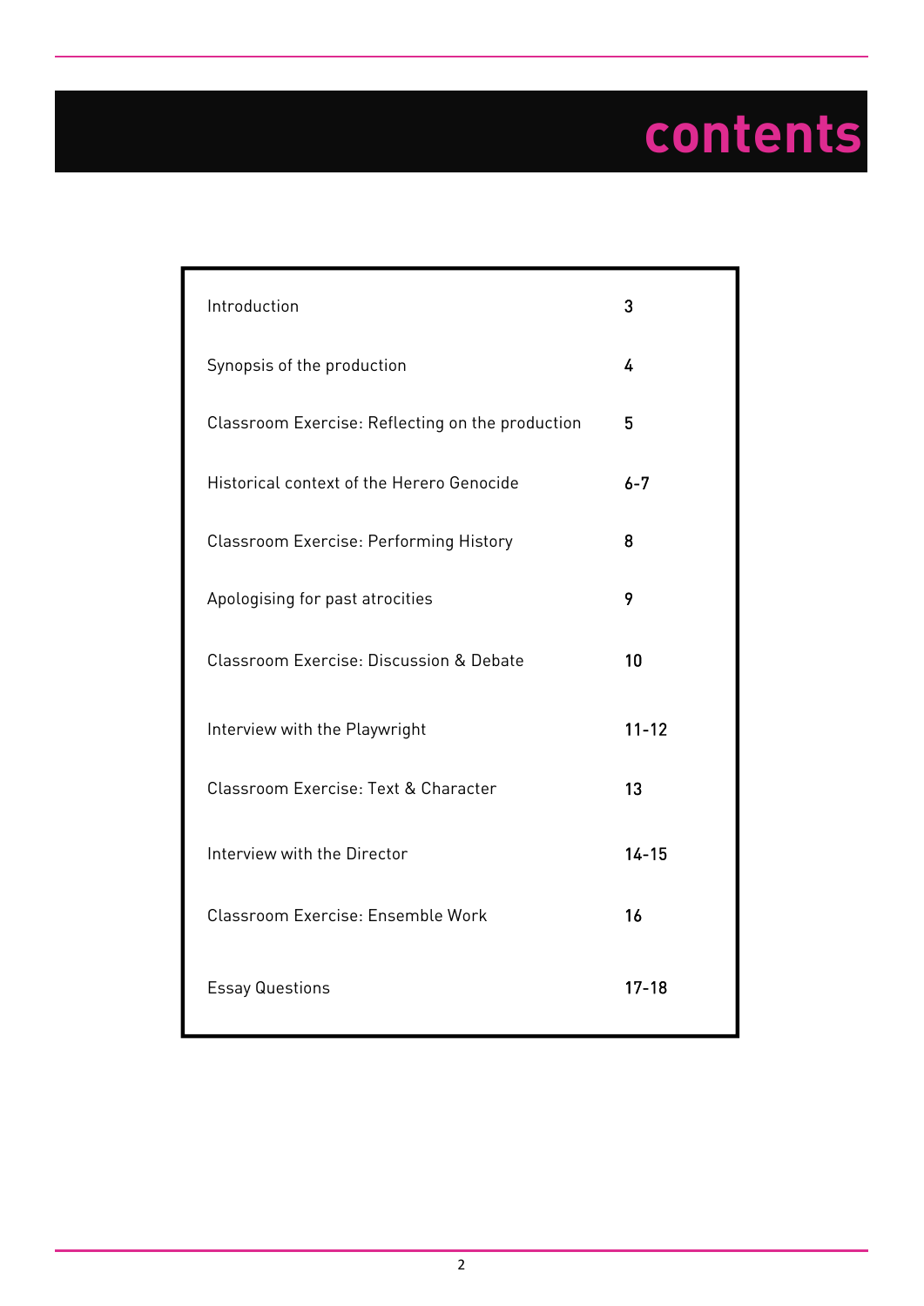# contents

| | |
|---|---|
| Introduction | 3 |
| Synopsis of the production | 4 |
| Classroom Exercise: Reflecting on the production | 5 |
| Historical context of the Herero Genocide | 6-7 |
| Classroom Exercise: Performing History | 8 |
| Apologising for past atrocities | 9 |
| Classroom Exercise: Discussion & Debate | 10 |
| Interview with the Playwright | 11-12 |
| Classroom Exercise: Text & Character | 13 |
| Interview with the Director | 14-15 |
| Classroom Exercise: Ensemble Work | 16 |
| Essay Questions | 17-18 |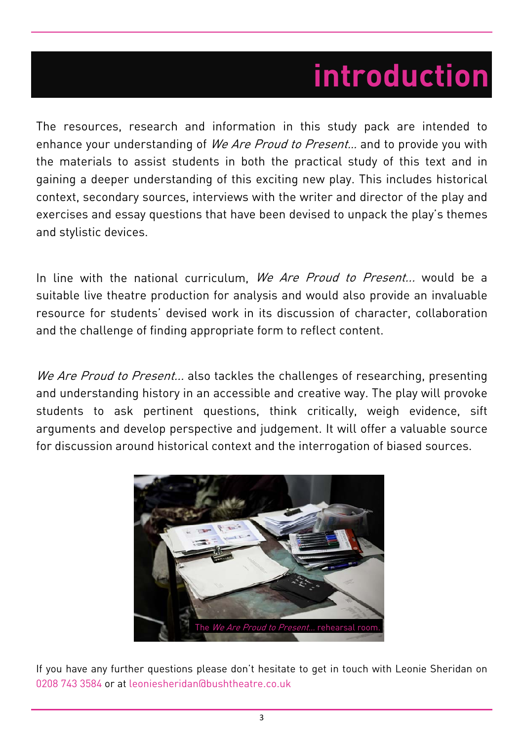# introduction

The resources, research and information in this study pack are intended to enhance your understanding of *We Are Proud to Present...* and to provide you with the materials to assist students in both the practical study of this text and in gaining a deeper understanding of this exciting new play. This includes historical context, secondary sources, interviews with the writer and director of the play and exercises and essay questions that have been devised to unpack the play's themes and stylistic devices.

In line with the national curriculum, *We Are Proud to Present...* would be a suitable live theatre production for analysis and would also provide an invaluable resource for students' devised work in its discussion of character, collaboration and the challenge of finding appropriate form to reflect content.

*We Are Proud to Present...* also tackles the challenges of researching, presenting and understanding history in an accessible and creative way. The play will provoke students to ask pertinent questions, think critically, weigh evidence, sift arguments and develop perspective and judgement. It will offer a valuable source for discussion around historical context and the interrogation of biased sources.

The *We Are Proud to Present...* rehearsal room.

If you have any further questions please don't hesitate to get in touch with Leonie Sheridan on 0208 743 3584 or at leoniesheridan@bushtheatre.co.uk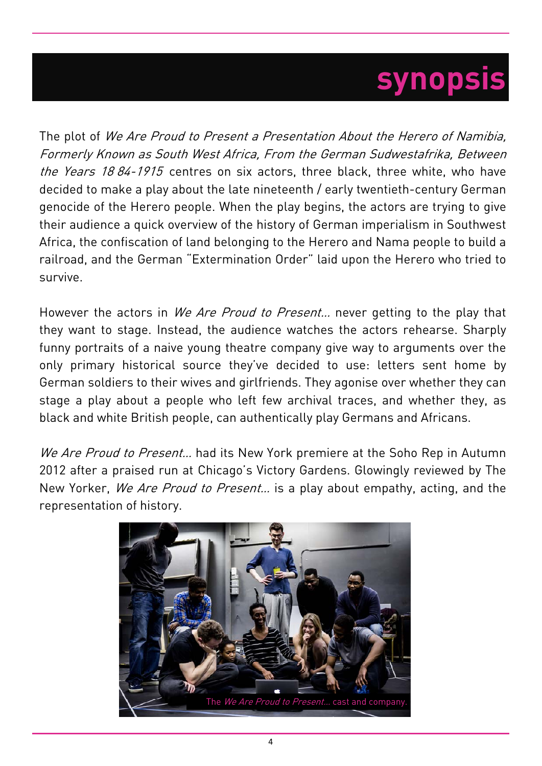# synopsis

The plot of *We Are Proud to Present a Presentation About the Herero of Namibia, Formerly Known as South West Africa, From the German Sudwestafrika, Between the Years 18 84-1915* centres on six actors, three black, three white, who have decided to make a play about the late nineteenth / early twentieth-century German genocide of the Herero people. When the play begins, the actors are trying to give their audience a quick overview of the history of German imperialism in Southwest Africa, the confiscation of land belonging to the Herero and Nama people to build a railroad, and the German "Extermination Order" laid upon the Herero who tried to survive.

However the actors in *We Are Proud to Present...* never getting to the play that they want to stage. Instead, the audience watches the actors rehearse. Sharply funny portraits of a naive young theatre company give way to arguments over the only primary historical source they've decided to use: letters sent home by German soldiers to their wives and girlfriends. They agonise over whether they can stage a play about a people who left few archival traces, and whether they, as black and white British people, can authentically play Germans and Africans.

*We Are Proud to Present...* had its New York premiere at the Soho Rep in Autumn 2012 after a praised run at Chicago's Victory Gardens. Glowingly reviewed by The New Yorker, *We Are Proud to Present...* is a play about empathy, acting, and the representation of history.

The *We Are Proud to Present...* cast and company.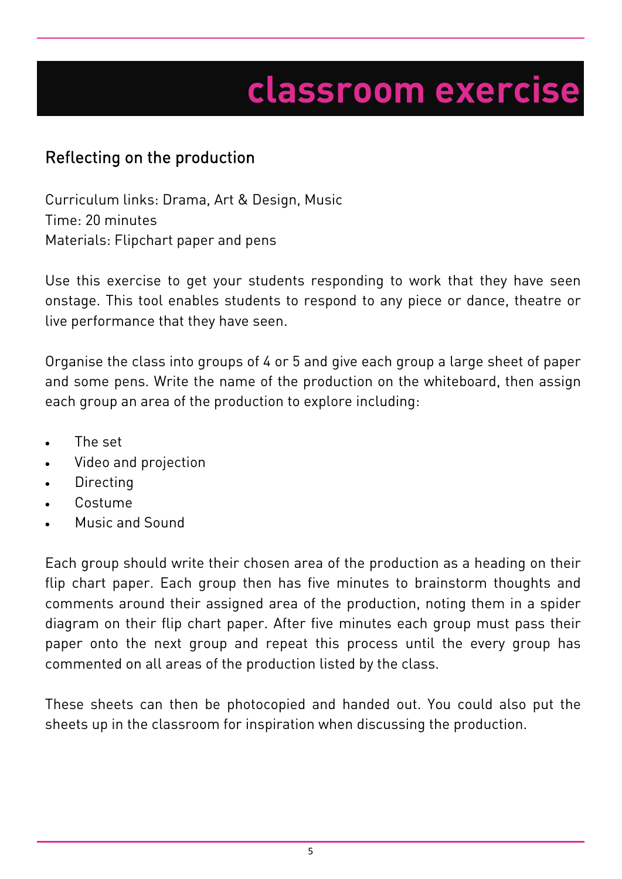# classroom exercise

## Reflecting on the production

Curriculum links: Drama, Art & Design, Music
Time: 20 minutes
Materials: Flipchart paper and pens

Use this exercise to get your students responding to work that they have seen onstage. This tool enables students to respond to any piece or dance, theatre or live performance that they have seen.

Organise the class into groups of 4 or 5 and give each group a large sheet of paper and some pens. Write the name of the production on the whiteboard, then assign each group an area of the production to explore including:

- The set
- Video and projection
- Directing
- Costume
- Music and Sound

Each group should write their chosen area of the production as a heading on their flip chart paper. Each group then has five minutes to brainstorm thoughts and comments around their assigned area of the production, noting them in a spider diagram on their flip chart paper. After five minutes each group must pass their paper onto the next group and repeat this process until the every group has commented on all areas of the production listed by the class.

These sheets can then be photocopied and handed out. You could also put the sheets up in the classroom for inspiration when discussing the production.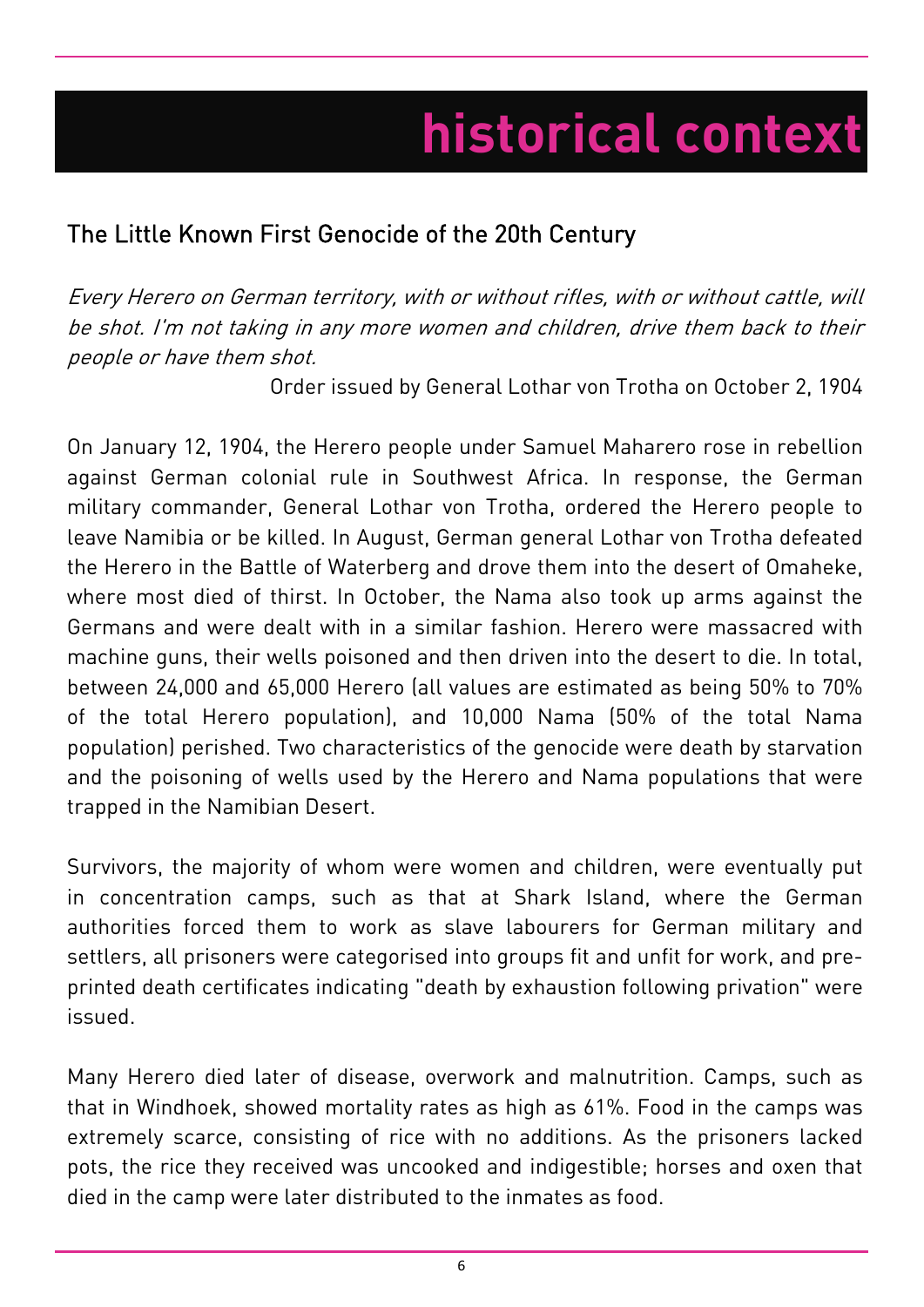# historical context

## The Little Known First Genocide of the 20th Century

*Every Herero on German territory, with or without rifles, with or without cattle, will be shot. I'm not taking in any more women and children, drive them back to their people or have them shot.*

Order issued by General Lothar von Trotha on October 2, 1904

On January 12, 1904, the Herero people under Samuel Maharero rose in rebellion against German colonial rule in Southwest Africa. In response, the German military commander, General Lothar von Trotha, ordered the Herero people to leave Namibia or be killed. In August, German general Lothar von Trotha defeated the Herero in the Battle of Waterberg and drove them into the desert of Omaheke, where most died of thirst. In October, the Nama also took up arms against the Germans and were dealt with in a similar fashion. Herero were massacred with machine guns, their wells poisoned and then driven into the desert to die. In total, between 24,000 and 65,000 Herero (all values are estimated as being 50% to 70% of the total Herero population), and 10,000 Nama (50% of the total Nama population) perished. Two characteristics of the genocide were death by starvation and the poisoning of wells used by the Herero and Nama populations that were trapped in the Namibian Desert.

Survivors, the majority of whom were women and children, were eventually put in concentration camps, such as that at Shark Island, where the German authorities forced them to work as slave labourers for German military and settlers, all prisoners were categorised into groups fit and unfit for work, and pre-printed death certificates indicating "death by exhaustion following privation" were issued.

Many Herero died later of disease, overwork and malnutrition. Camps, such as that in Windhoek, showed mortality rates as high as 61%. Food in the camps was extremely scarce, consisting of rice with no additions. As the prisoners lacked pots, the rice they received was uncooked and indigestible; horses and oxen that died in the camp were later distributed to the inmates as food.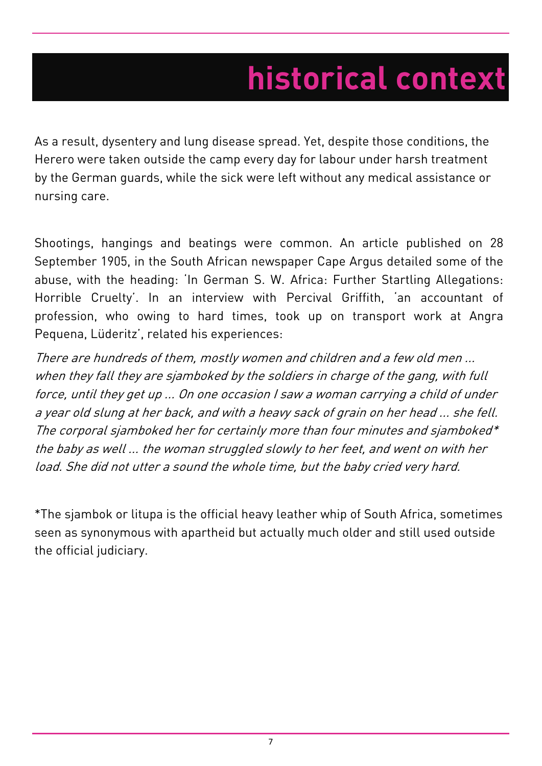# historical context

As a result, dysentery and lung disease spread. Yet, despite those conditions, the Herero were taken outside the camp every day for labour under harsh treatment by the German guards, while the sick were left without any medical assistance or nursing care.

Shootings, hangings and beatings were common. An article published on 28 September 1905, in the South African newspaper Cape Argus detailed some of the abuse, with the heading: 'In German S. W. Africa: Further Startling Allegations: Horrible Cruelty'. In an interview with Percival Griffith, 'an accountant of profession, who owing to hard times, took up on transport work at Angra Pequena, Lüderitz', related his experiences:

*There are hundreds of them, mostly women and children and a few old men ... when they fall they are sjamboked by the soldiers in charge of the gang, with full force, until they get up ... On one occasion I saw a woman carrying a child of under a year old slung at her back, and with a heavy sack of grain on her head ... she fell. The corporal sjamboked her for certainly more than four minutes and sjamboked\* the baby as well ... the woman struggled slowly to her feet, and went on with her load. She did not utter a sound the whole time, but the baby cried very hard.*

*The sjambok or litupa is the official heavy leather whip of South Africa, sometimes seen as synonymous with apartheid but actually much older and still used outside the official judiciary.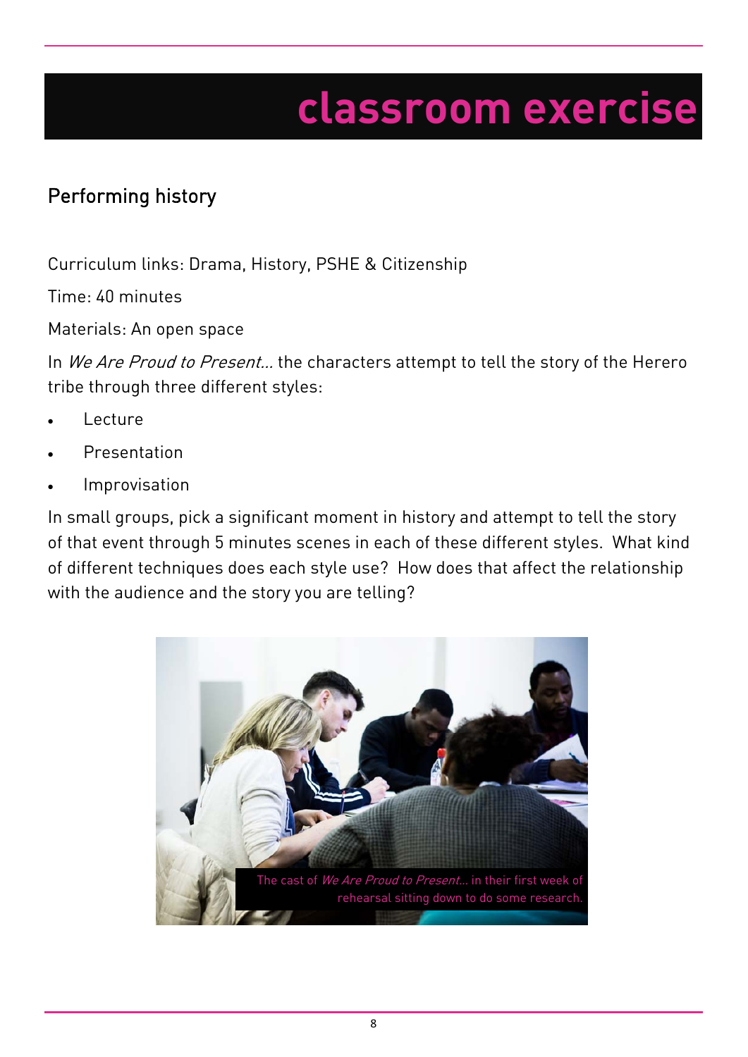# classroom exercise

## Performing history

Curriculum links: Drama, History, PSHE & Citizenship

Time: 40 minutes

Materials: An open space

In *We Are Proud to Present...* the characters attempt to tell the story of the Herero tribe through three different styles:

- Lecture
- Presentation
- Improvisation

In small groups, pick a significant moment in history and attempt to tell the story of that event through 5 minutes scenes in each of these different styles. What kind of different techniques does each style use? How does that affect the relationship with the audience and the story you are telling?

The cast of *We Are Proud to Present...* in their first week of rehearsal sitting down to do some research.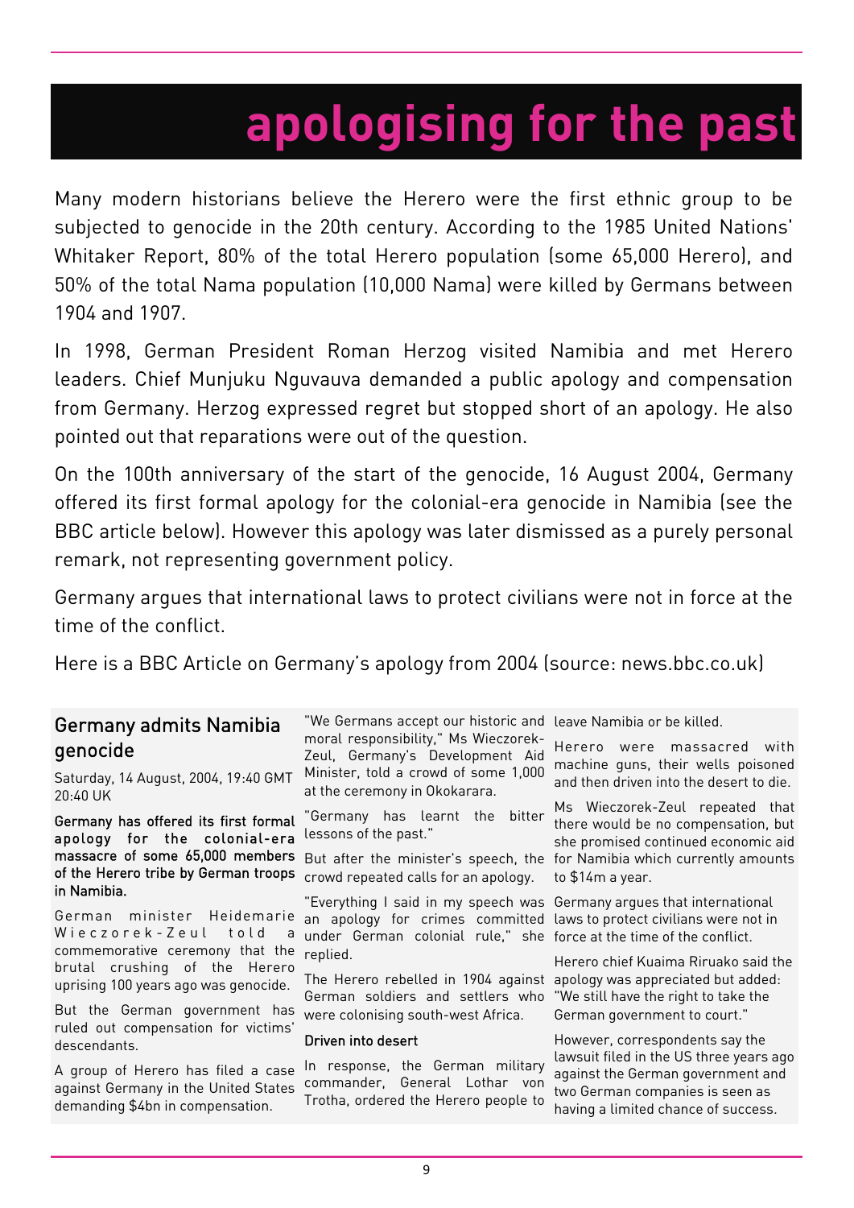# apologising for the past

Many modern historians believe the Herero were the first ethnic group to be subjected to genocide in the 20th century. According to the 1985 United Nations' Whitaker Report, 80% of the total Herero population (some 65,000 Herero), and 50% of the total Nama population (10,000 Nama) were killed by Germans between 1904 and 1907.

In 1998, German President Roman Herzog visited Namibia and met Herero leaders. Chief Munjuku Nguvauva demanded a public apology and compensation from Germany. Herzog expressed regret but stopped short of an apology. He also pointed out that reparations were out of the question.

On the 100th anniversary of the start of the genocide, 16 August 2004, Germany offered its first formal apology for the colonial-era genocide in Namibia (see the BBC article below). However this apology was later dismissed as a purely personal remark, not representing government policy.

Germany argues that international laws to protect civilians were not in force at the time of the conflict.

Here is a BBC Article on Germany's apology from 2004 (source: news.bbc.co.uk)

## Germany admits Namibia genocide

Saturday, 14 August, 2004, 19:40 GMT 20:40 UK

**Germany has offered its first formal apology for the colonial-era massacre of some 65,000 members of the Herero tribe by German troops in Namibia.**

German minister Heidemarie Wieczorek-Zeul told a commemorative ceremony that the brutal crushing of the Herero uprising 100 years ago was genocide.

But the German government has ruled out compensation for victims' descendants.

A group of Herero has filed a case against Germany in the United States demanding $4bn in compensation.

"We Germans accept our historic and moral responsibility," Ms Wieczorek-Zeul, Germany's Development Aid Minister, told a crowd of some 1,000 at the ceremony in Okokarara.

"Germany has learnt the bitter lessons of the past."

But after the minister's speech, the crowd repeated calls for an apology.

"Everything I said in my speech was an apology for crimes committed under German colonial rule," she replied.

The Herero rebelled in 1904 against German soldiers and settlers who were colonising south-west Africa.

### Driven into desert

In response, the German military commander, General Lothar von Trotha, ordered the Herero people to leave Namibia or be killed.

Herero were massacred with machine guns, their wells poisoned and then driven into the desert to die.

Ms Wieczorek-Zeul repeated that there would be no compensation, but she promised continued economic aid for Namibia which currently amounts to $14m a year.

Germany argues that international laws to protect civilians were not in force at the time of the conflict.

Herero chief Kuaima Riruako said the apology was appreciated but added: "We still have the right to take the German government to court."

However, correspondents say the lawsuit filed in the US three years ago against the German government and two German companies is seen as having a limited chance of success.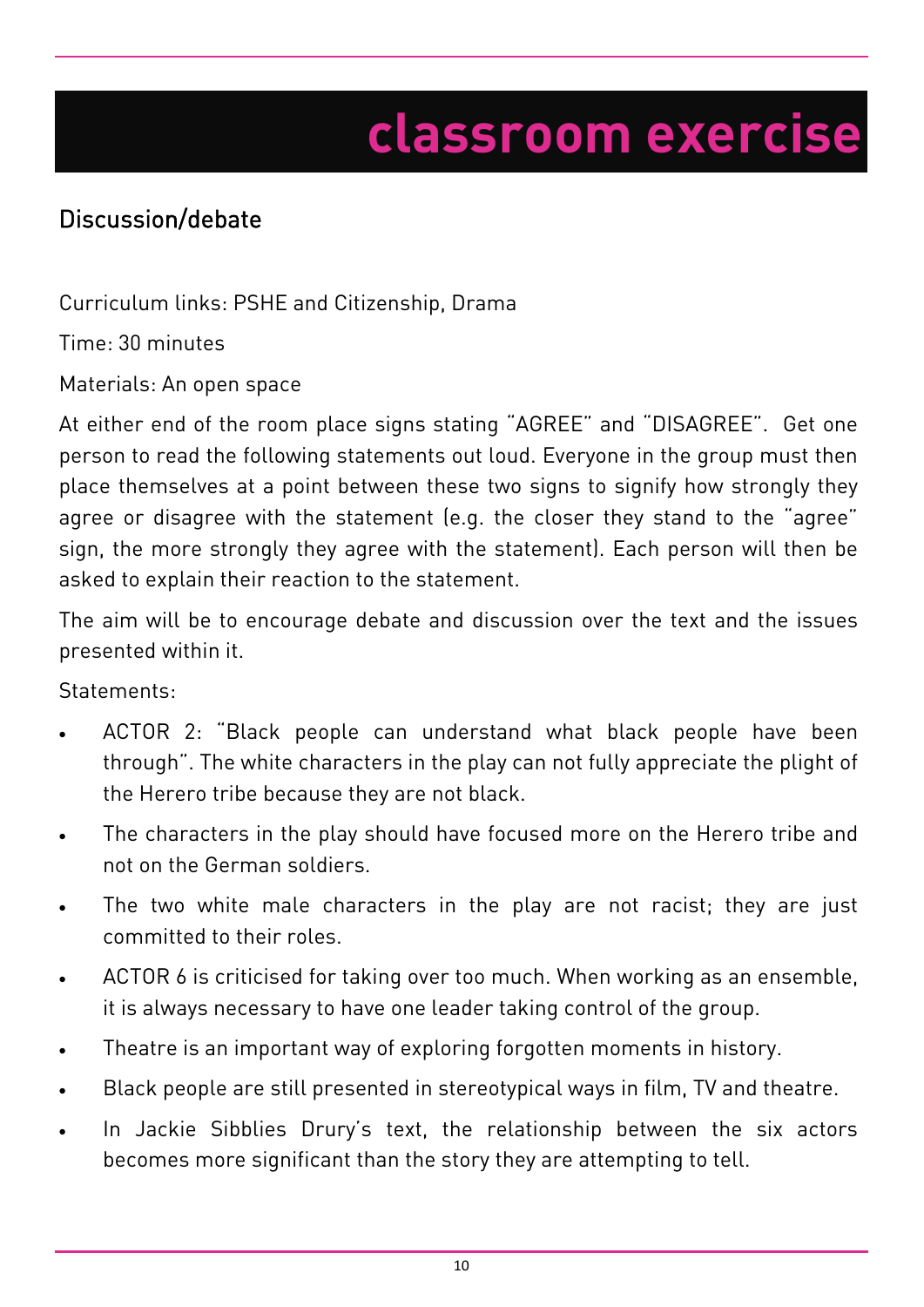# classroom exercise

## Discussion/debate

Curriculum links: PSHE and Citizenship, Drama

Time: 30 minutes

Materials: An open space

At either end of the room place signs stating "AGREE" and "DISAGREE". Get one person to read the following statements out loud. Everyone in the group must then place themselves at a point between these two signs to signify how strongly they agree or disagree with the statement (e.g. the closer they stand to the "agree" sign, the more strongly they agree with the statement). Each person will then be asked to explain their reaction to the statement.

The aim will be to encourage debate and discussion over the text and the issues presented within it.

Statements:

- ACTOR 2: "Black people can understand what black people have been through". The white characters in the play can not fully appreciate the plight of the Herero tribe because they are not black.
- The characters in the play should have focused more on the Herero tribe and not on the German soldiers.
- The two white male characters in the play are not racist; they are just committed to their roles.
- ACTOR 6 is criticised for taking over too much. When working as an ensemble, it is always necessary to have one leader taking control of the group.
- Theatre is an important way of exploring forgotten moments in history.
- Black people are still presented in stereotypical ways in film, TV and theatre.
- In Jackie Sibblies Drury's text, the relationship between the six actors becomes more significant than the story they are attempting to tell.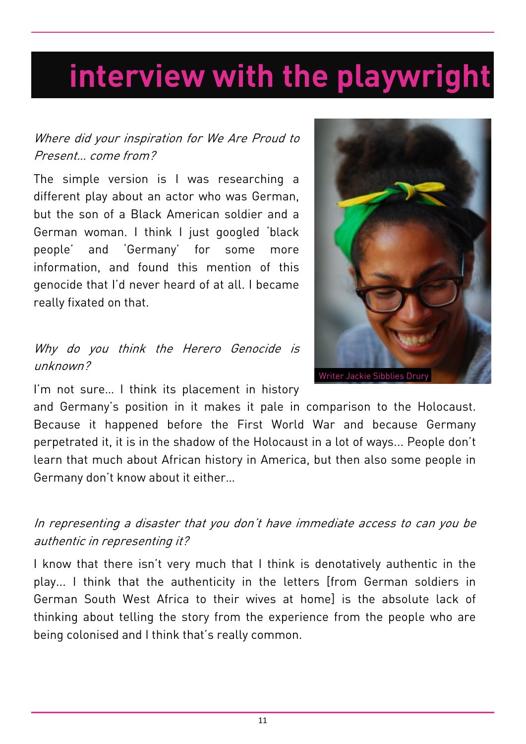# interview with the playwright

*Where did your inspiration for We Are Proud to Present... come from?*

The simple version is I was researching a different play about an actor who was German, but the son of a Black American soldier and a German woman. I think I just googled 'black people' and 'Germany' for some more information, and found this mention of this genocide that I'd never heard of at all. I became really fixated on that.

Writer Jackie Sibblies Drury

*Why do you think the Herero Genocide is unknown?*

I'm not sure... I think its placement in history and Germany's position in it makes it pale in comparison to the Holocaust. Because it happened before the First World War and because Germany perpetrated it, it is in the shadow of the Holocaust in a lot of ways... People don't learn that much about African history in America, but then also some people in Germany don't know about it either...

*In representing a disaster that you don't have immediate access to can you be authentic in representing it?*

I know that there isn't very much that I think is denotatively authentic in the play... I think that the authenticity in the letters [from German soldiers in German South West Africa to their wives at home] is the absolute lack of thinking about telling the story from the experience from the people who are being colonised and I think that's really common.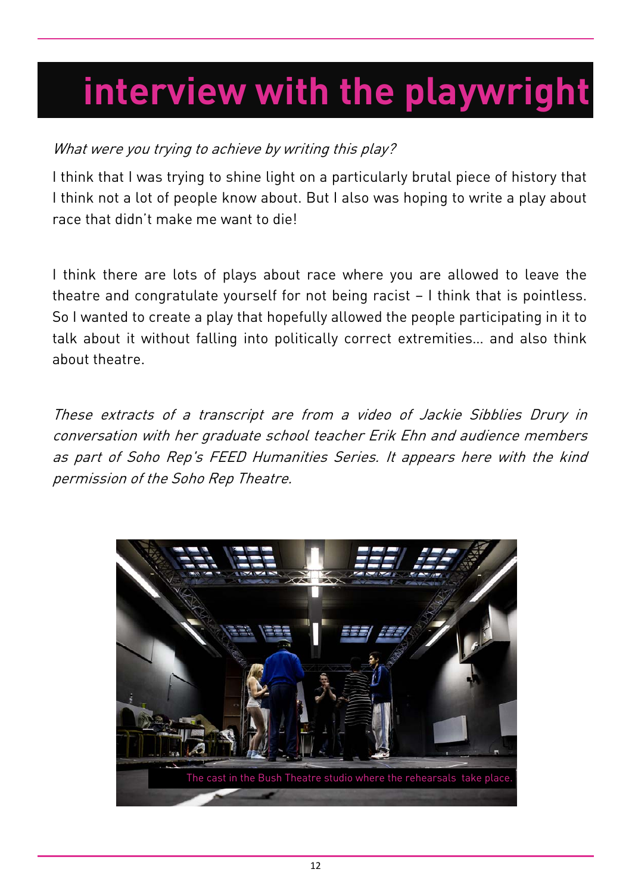# interview with the playwright

*What were you trying to achieve by writing this play?*

I think that I was trying to shine light on a particularly brutal piece of history that I think not a lot of people know about. But I also was hoping to write a play about race that didn't make me want to die!

I think there are lots of plays about race where you are allowed to leave the theatre and congratulate yourself for not being racist – I think that is pointless. So I wanted to create a play that hopefully allowed the people participating in it to talk about it without falling into politically correct extremities... and also think about theatre.

*These extracts of a transcript are from a video of Jackie Sibblies Drury in conversation with her graduate school teacher Erik Ehn and audience members as part of Soho Rep's FEED Humanities Series. It appears here with the kind permission of the Soho Rep Theatre.*

The cast in the Bush Theatre studio where the rehearsals take place.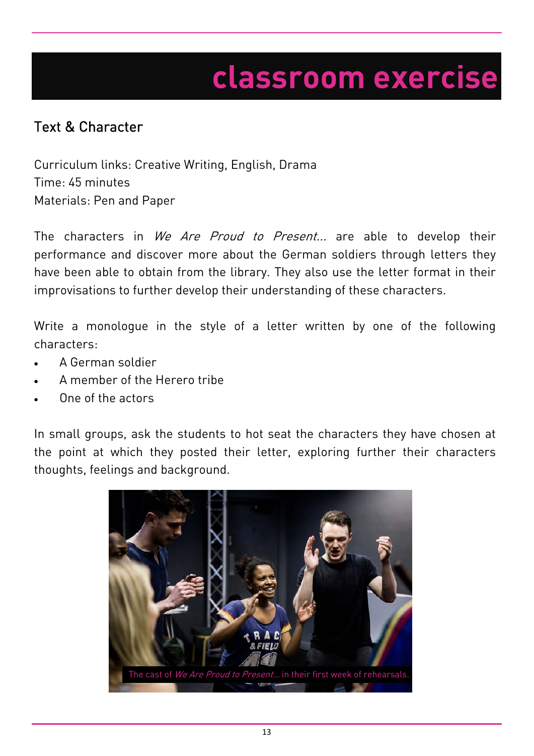# classroom exercise

## Text & Character

Curriculum links: Creative Writing, English, Drama
Time: 45 minutes
Materials: Pen and Paper

The characters in *We Are Proud to Present...* are able to develop their performance and discover more about the German soldiers through letters they have been able to obtain from the library. They also use the letter format in their improvisations to further develop their understanding of these characters.

Write a monologue in the style of a letter written by one of the following characters:

- A German soldier
- A member of the Herero tribe
- One of the actors

In small groups, ask the students to hot seat the characters they have chosen at the point at which they posted their letter, exploring further their characters thoughts, feelings and background.

The cast of *We Are Proud to Present...* in their first week of rehearsals.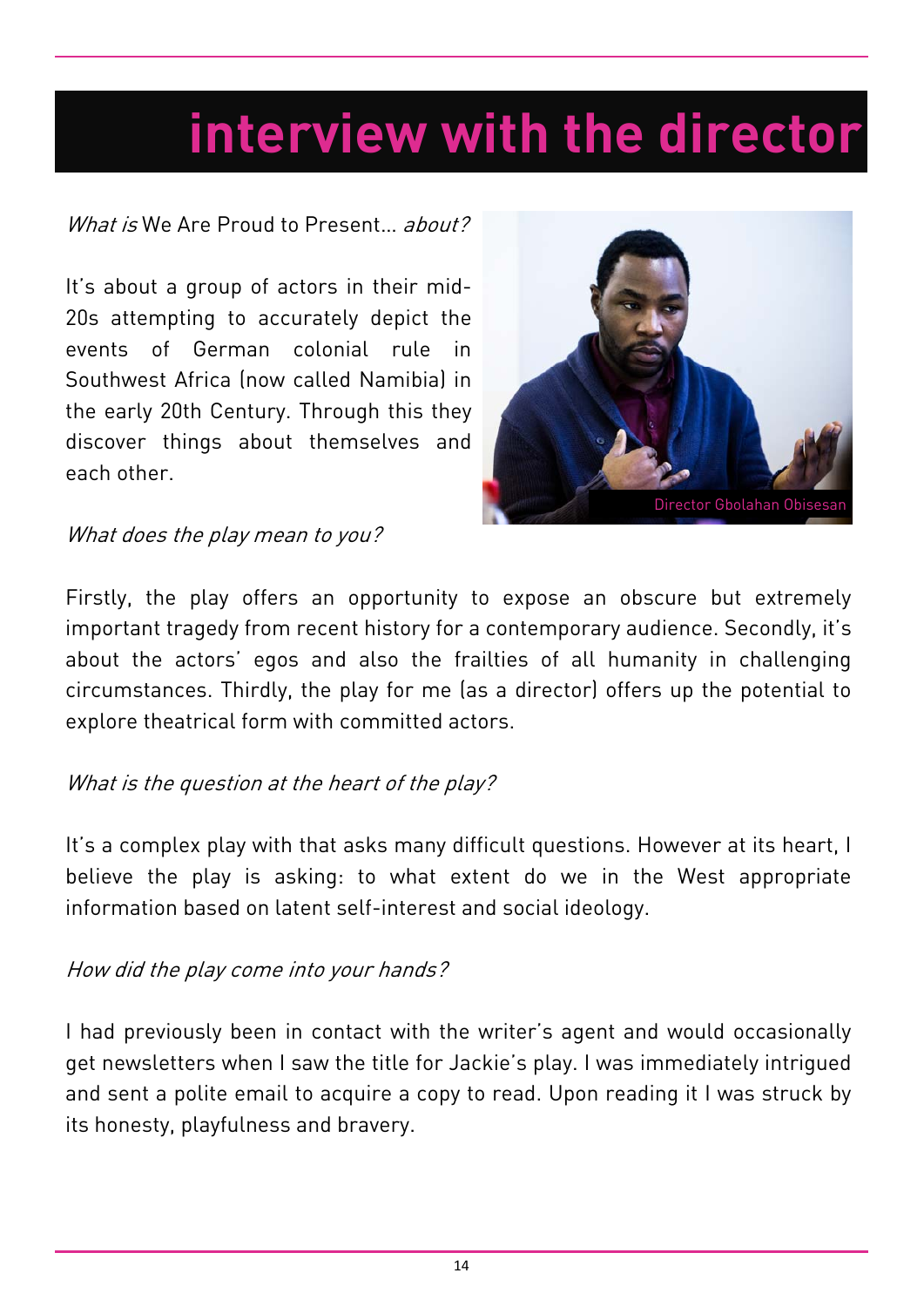# interview with the director

*What is* We Are Proud to Present… *about?*

It's about a group of actors in their mid-20s attempting to accurately depict the events of German colonial rule in Southwest Africa (now called Namibia) in the early 20th Century. Through this they discover things about themselves and each other.

Director Gbolahan Obisesan

*What does the play mean to you?*

Firstly, the play offers an opportunity to expose an obscure but extremely important tragedy from recent history for a contemporary audience. Secondly, it's about the actors' egos and also the frailties of all humanity in challenging circumstances. Thirdly, the play for me (as a director) offers up the potential to explore theatrical form with committed actors.

*What is the question at the heart of the play?*

It's a complex play with that asks many difficult questions. However at its heart, I believe the play is asking: to what extent do we in the West appropriate information based on latent self-interest and social ideology.

*How did the play come into your hands?*

I had previously been in contact with the writer's agent and would occasionally get newsletters when I saw the title for Jackie's play. I was immediately intrigued and sent a polite email to acquire a copy to read. Upon reading it I was struck by its honesty, playfulness and bravery.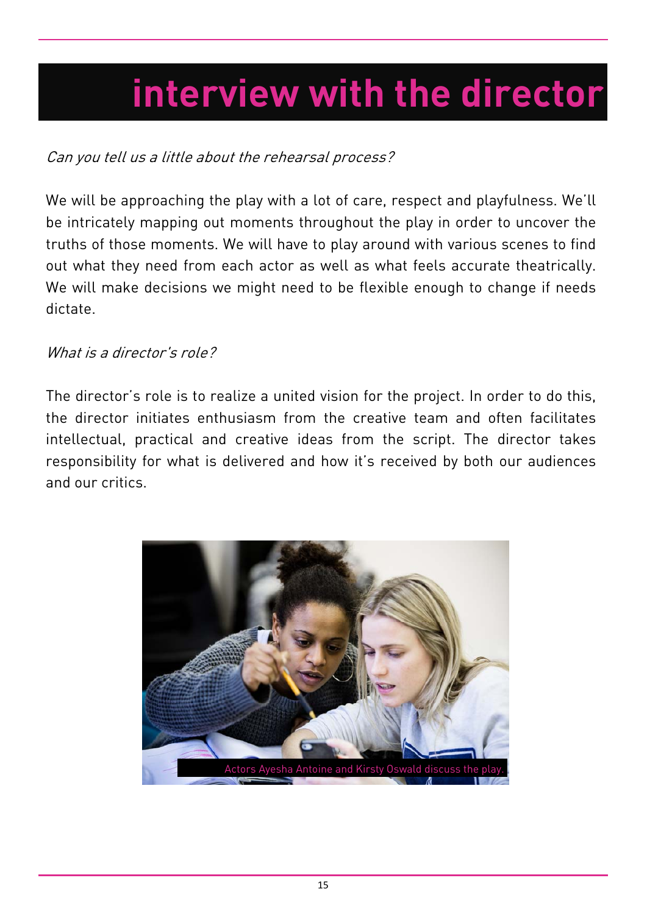# interview with the director

*Can you tell us a little about the rehearsal process?*

We will be approaching the play with a lot of care, respect and playfulness. We'll be intricately mapping out moments throughout the play in order to uncover the truths of those moments. We will have to play around with various scenes to find out what they need from each actor as well as what feels accurate theatrically. We will make decisions we might need to be flexible enough to change if needs dictate.

*What is a director's role?*

The director's role is to realize a united vision for the project. In order to do this, the director initiates enthusiasm from the creative team and often facilitates intellectual, practical and creative ideas from the script. The director takes responsibility for what is delivered and how it's received by both our audiences and our critics.

Actors Ayesha Antoine and Kirsty Oswald discuss the play.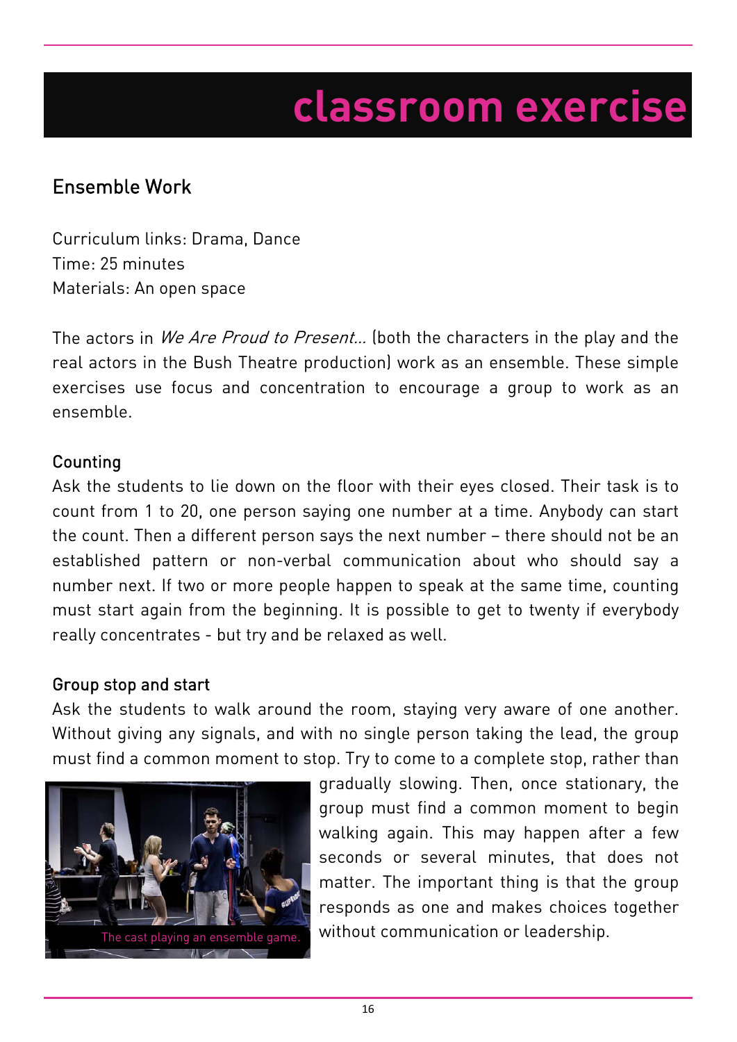# classroom exercise

## Ensemble Work

Curriculum links: Drama, Dance
Time: 25 minutes
Materials: An open space

The actors in *We Are Proud to Present...* (both the characters in the play and the real actors in the Bush Theatre production) work as an ensemble. These simple exercises use focus and concentration to encourage a group to work as an ensemble.

### Counting

Ask the students to lie down on the floor with their eyes closed. Their task is to count from 1 to 20, one person saying one number at a time. Anybody can start the count. Then a different person says the next number – there should not be an established pattern or non-verbal communication about who should say a number next. If two or more people happen to speak at the same time, counting must start again from the beginning. It is possible to get to twenty if everybody really concentrates - but try and be relaxed as well.

### Group stop and start

Ask the students to walk around the room, staying very aware of one another. Without giving any signals, and with no single person taking the lead, the group must find a common moment to stop. Try to come to a complete stop, rather than gradually slowing. Then, once stationary, the group must find a common moment to begin walking again. This may happen after a few seconds or several minutes, that does not matter. The important thing is that the group responds as one and makes choices together without communication or leadership.

The cast playing an ensemble game.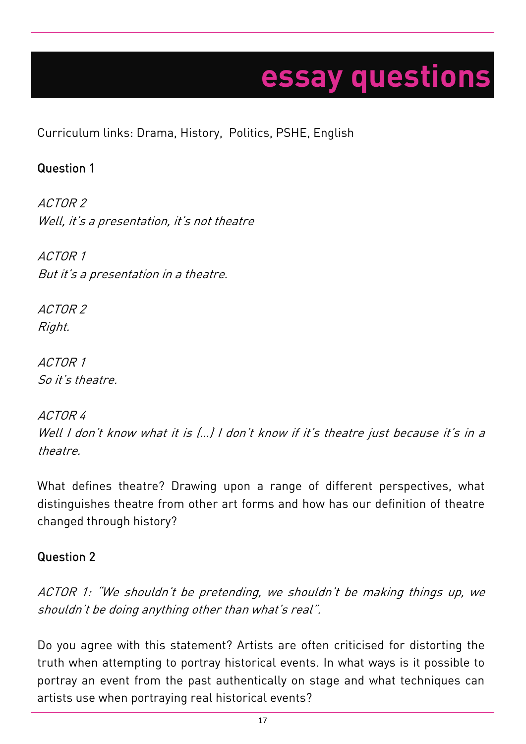# essay questions

Curriculum links: Drama, History, Politics, PSHE, English

### Question 1

*ACTOR 2*
*Well, it's a presentation, it's not theatre*

*ACTOR 1*
*But it's a presentation in a theatre.*

*ACTOR 2*
*Right.*

*ACTOR 1*
*So it's theatre.*

*ACTOR 4*
*Well I don't know what it is (...) I don't know if it's theatre just because it's in a theatre.*

What defines theatre? Drawing upon a range of different perspectives, what distinguishes theatre from other art forms and how has our definition of theatre changed through history?

### Question 2

*ACTOR 1: "We shouldn't be pretending, we shouldn't be making things up, we shouldn't be doing anything other than what's real".*

Do you agree with this statement? Artists are often criticised for distorting the truth when attempting to portray historical events. In what ways is it possible to portray an event from the past authentically on stage and what techniques can artists use when portraying real historical events?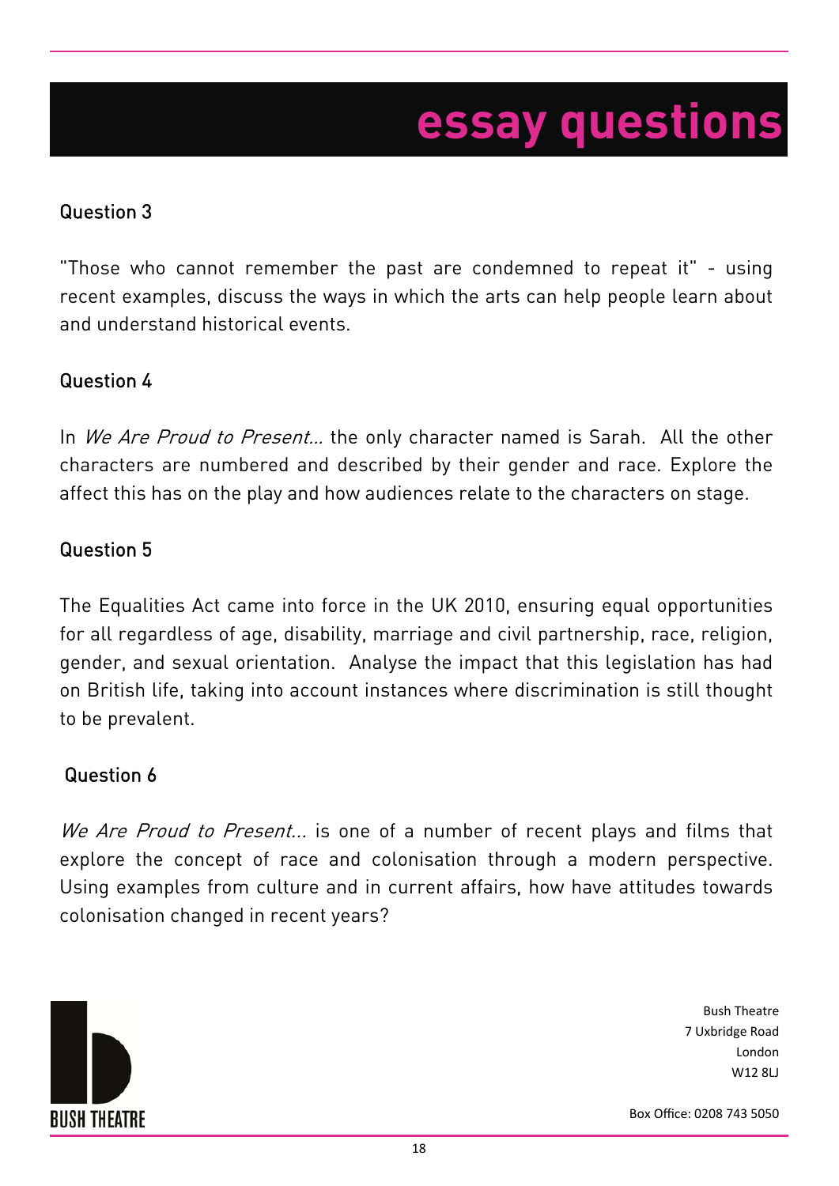# essay questions

## Question 3

"Those who cannot remember the past are condemned to repeat it" - using recent examples, discuss the ways in which the arts can help people learn about and understand historical events.

## Question 4

In *We Are Proud to Present...* the only character named is Sarah. All the other characters are numbered and described by their gender and race. Explore the affect this has on the play and how audiences relate to the characters on stage.

## Question 5

The Equalities Act came into force in the UK 2010, ensuring equal opportunities for all regardless of age, disability, marriage and civil partnership, race, religion, gender, and sexual orientation. Analyse the impact that this legislation has had on British life, taking into account instances where discrimination is still thought to be prevalent.

## Question 6

*We Are Proud to Present...* is one of a number of recent plays and films that explore the concept of race and colonisation through a modern perspective. Using examples from culture and in current affairs, how have attitudes towards colonisation changed in recent years?

BUSH THEATRE

Bush Theatre
7 Uxbridge Road
London
W12 8LJ

Box Office: 0208 743 5050